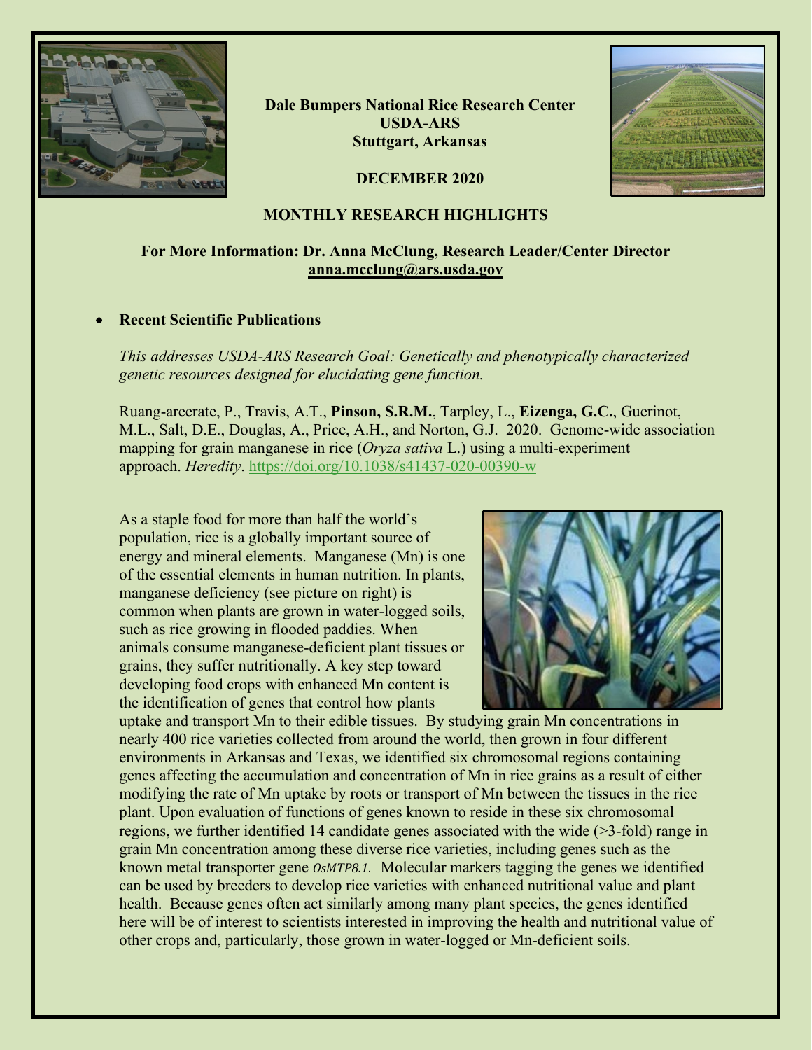**Dale Bumpers National Rice Research Center**
**USDA-ARS**
**Stuttgart, Arkansas**

**DECEMBER 2020**

# MONTHLY RESEARCH HIGHLIGHTS

**For More Information: Dr. Anna McClung, Research Leader/Center Director**
**anna.mcclung@ars.usda.gov**

- **Recent Scientific Publications**

*This addresses USDA-ARS Research Goal: Genetically and phenotypically characterized genetic resources designed for elucidating gene function.*

Ruang-areerate, P., Travis, A.T., **Pinson, S.R.M.**, Tarpley, L., **Eizenga, G.C.**, Guerinot, M.L., Salt, D.E., Douglas, A., Price, A.H., and Norton, G.J. 2020. Genome-wide association mapping for grain manganese in rice (*Oryza sativa* L.) using a multi-experiment approach. *Heredity*. https://doi.org/10.1038/s41437-020-00390-w

As a staple food for more than half the world's population, rice is a globally important source of energy and mineral elements. Manganese (Mn) is one of the essential elements in human nutrition. In plants, manganese deficiency (see picture on right) is common when plants are grown in water-logged soils, such as rice growing in flooded paddies. When animals consume manganese-deficient plant tissues or grains, they suffer nutritionally. A key step toward developing food crops with enhanced Mn content is the identification of genes that control how plants uptake and transport Mn to their edible tissues. By studying grain Mn concentrations in nearly 400 rice varieties collected from around the world, then grown in four different environments in Arkansas and Texas, we identified six chromosomal regions containing genes affecting the accumulation and concentration of Mn in rice grains as a result of either modifying the rate of Mn uptake by roots or transport of Mn between the tissues in the rice plant. Upon evaluation of functions of genes known to reside in these six chromosomal regions, we further identified 14 candidate genes associated with the wide (>3-fold) range in grain Mn concentration among these diverse rice varieties, including genes such as the known metal transporter gene *OsMTP8.1*. Molecular markers tagging the genes we identified can be used by breeders to develop rice varieties with enhanced nutritional value and plant health. Because genes often act similarly among many plant species, the genes identified here will be of interest to scientists interested in improving the health and nutritional value of other crops and, particularly, those grown in water-logged or Mn-deficient soils.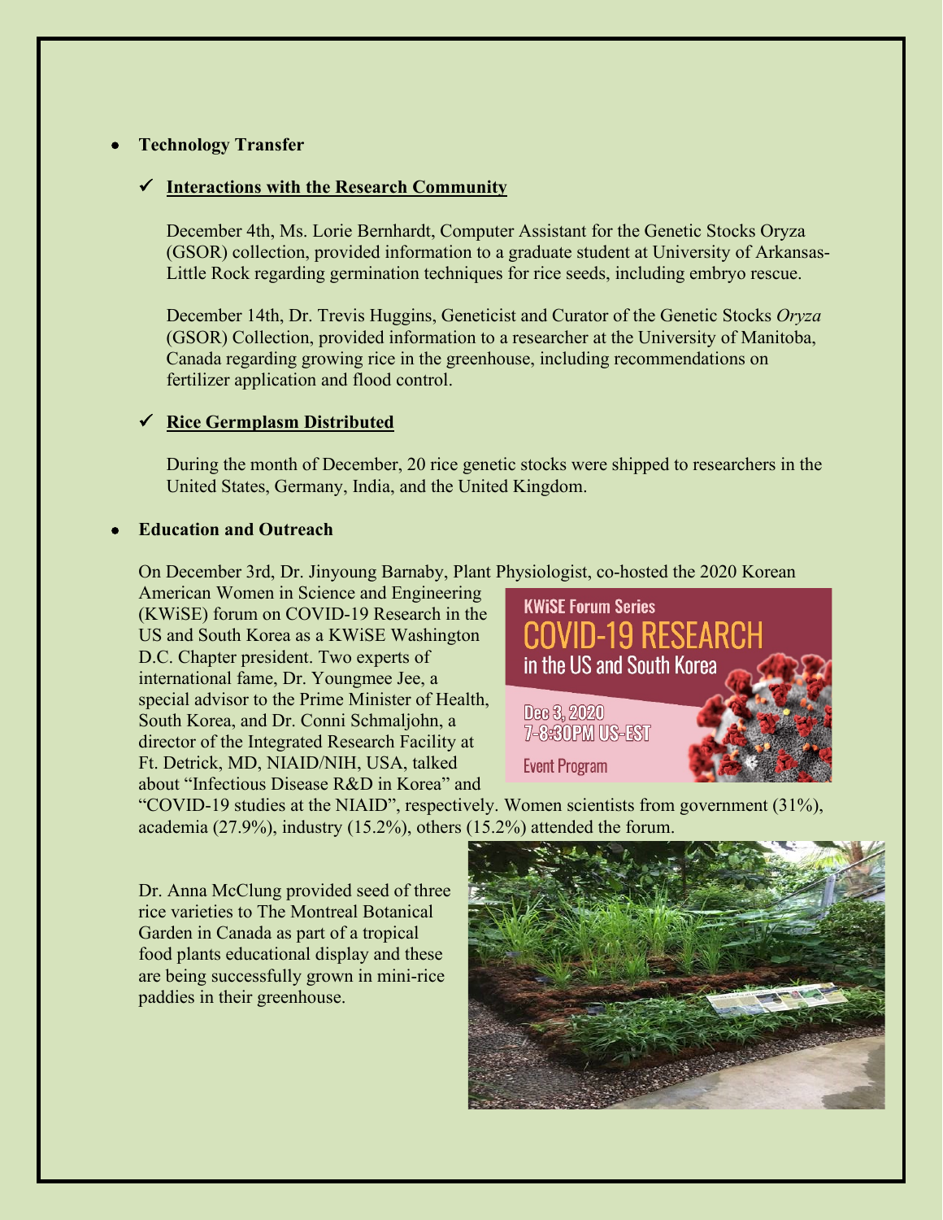- **Technology Transfer**

  - ✓ **Interactions with the Research Community**

    December 4th, Ms. Lorie Bernhardt, Computer Assistant for the Genetic Stocks Oryza (GSOR) collection, provided information to a graduate student at University of Arkansas-Little Rock regarding germination techniques for rice seeds, including embryo rescue.

    December 14th, Dr. Trevis Huggins, Geneticist and Curator of the Genetic Stocks *Oryza* (GSOR) Collection, provided information to a researcher at the University of Manitoba, Canada regarding growing rice in the greenhouse, including recommendations on fertilizer application and flood control.

  - ✓ **Rice Germplasm Distributed**

    During the month of December, 20 rice genetic stocks were shipped to researchers in the United States, Germany, India, and the United Kingdom.

- **Education and Outreach**

  On December 3rd, Dr. Jinyoung Barnaby, Plant Physiologist, co-hosted the 2020 Korean American Women in Science and Engineering (KWiSE) forum on COVID-19 Research in the US and South Korea as a KWiSE Washington D.C. Chapter president. Two experts of international fame, Dr. Youngmee Jee, a special advisor to the Prime Minister of Health, South Korea, and Dr. Conni Schmaljohn, a director of the Integrated Research Facility at Ft. Detrick, MD, NIAID/NIH, USA, talked about "Infectious Disease R&D in Korea" and "COVID-19 studies at the NIAID", respectively. Women scientists from government (31%), academia (27.9%), industry (15.2%), others (15.2%) attended the forum.

  Dr. Anna McClung provided seed of three rice varieties to The Montreal Botanical Garden in Canada as part of a tropical food plants educational display and these are being successfully grown in mini-rice paddies in their greenhouse.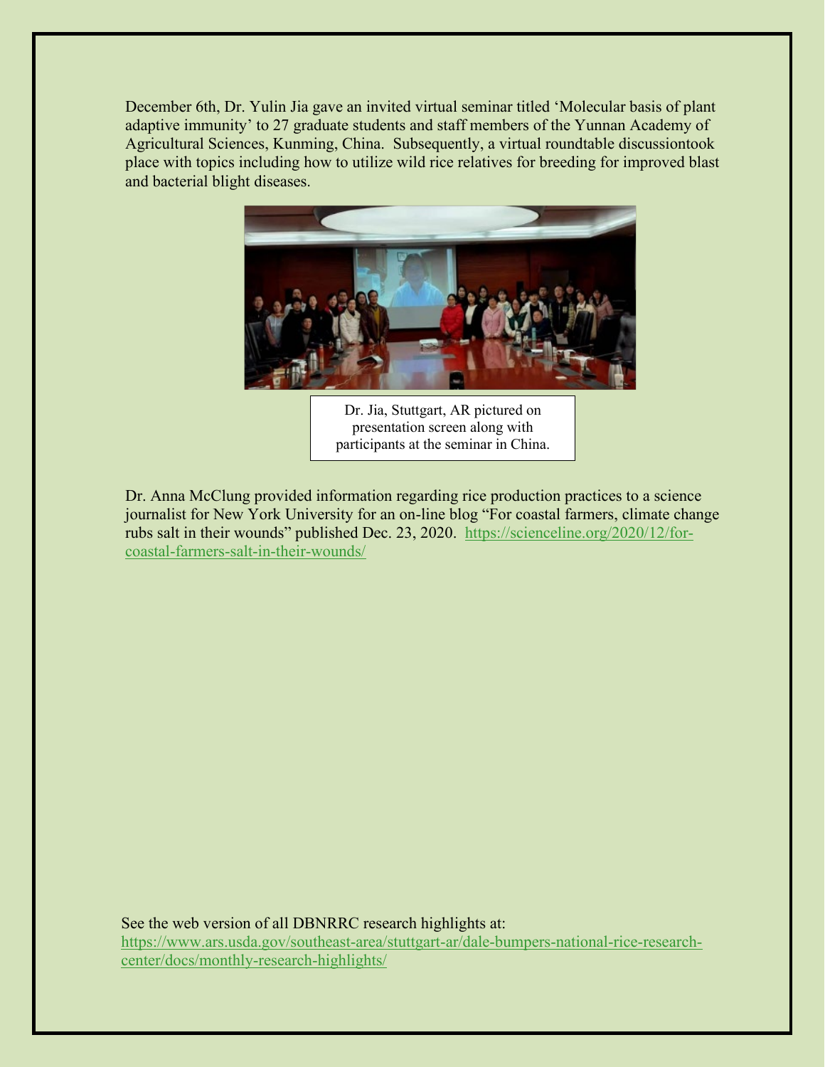December 6th, Dr. Yulin Jia gave an invited virtual seminar titled 'Molecular basis of plant adaptive immunity' to 27 graduate students and staff members of the Yunnan Academy of Agricultural Sciences, Kunming, China. Subsequently, a virtual roundtable discussiontook place with topics including how to utilize wild rice relatives for breeding for improved blast and bacterial blight diseases.

Dr. Jia, Stuttgart, AR pictured on presentation screen along with participants at the seminar in China.

Dr. Anna McClung provided information regarding rice production practices to a science journalist for New York University for an on-line blog "For coastal farmers, climate change rubs salt in their wounds" published Dec. 23, 2020. https://scienceline.org/2020/12/for-coastal-farmers-salt-in-their-wounds/

See the web version of all DBNRRC research highlights at: https://www.ars.usda.gov/southeast-area/stuttgart-ar/dale-bumpers-national-rice-research-center/docs/monthly-research-highlights/